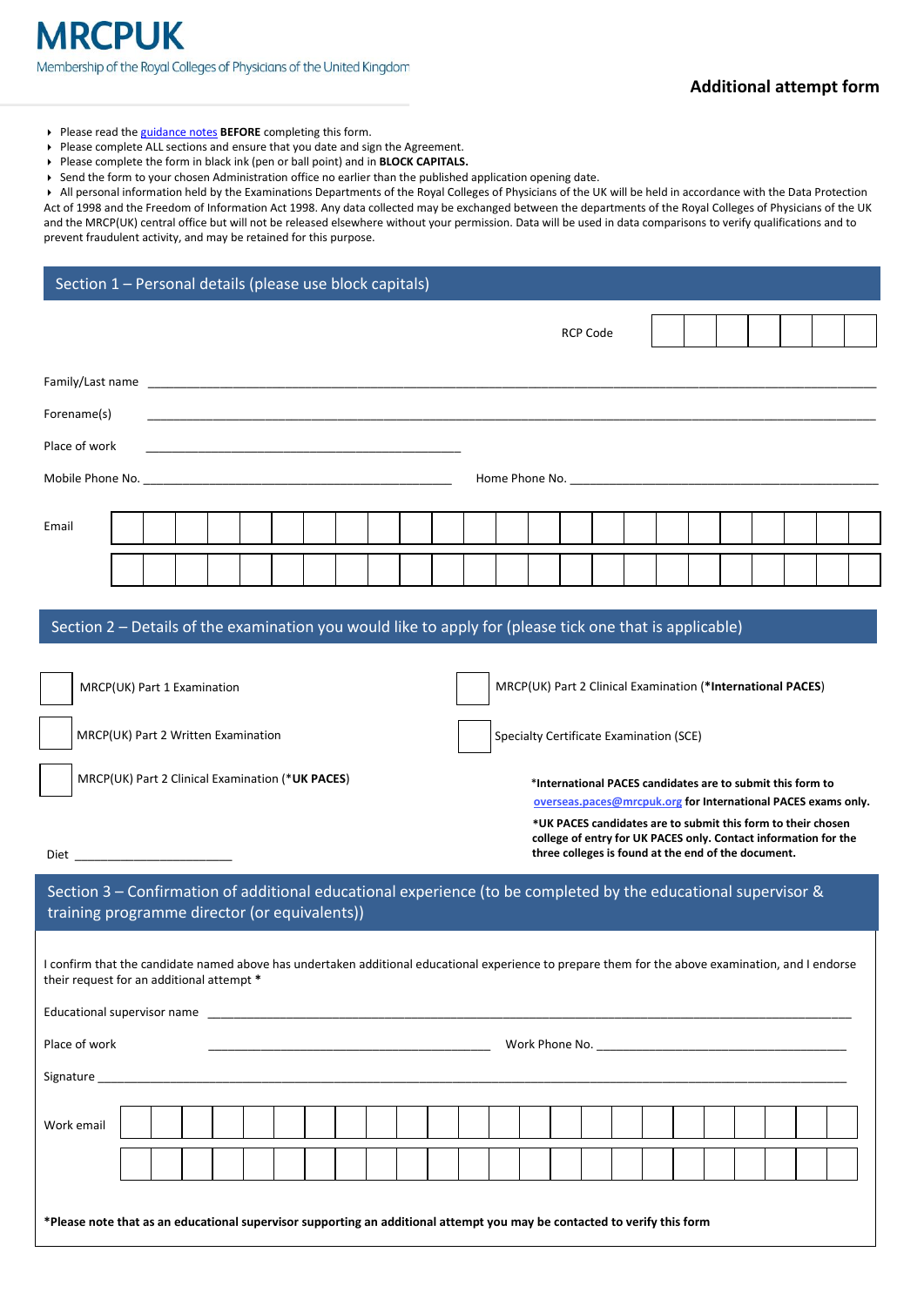# MRCPUK

Membership of the Royal Colleges of Physicians of the United Kingdom

## Additional attempt form

- Please read the guidance notes **BEFORE** completing this form.
- Please complete ALL sections and ensure that you date and sign the Agreement.
- Please complete the form in black ink (pen or ball point) and in **BLOCK CAPITALS.**
- Send the form to your chosen Administration office no earlier than the published application opening date.
- All personal information held by the Examinations Departments of the Royal Colleges of Physicians of the UK will be held in accordance with the Data Protection Act of 1998 and the Freedom of Information Act 1998. Any data collected may be exchanged between the departments of the Royal Colleges of Physicians of the UK and the MRCP(UK) central office but will not be released elsewhere without your permission. Data will be used in data comparisons to verify qualifications and to prevent fraudulent activity, and may be retained for this purpose.

## Section 1 – Personal details (please use block capitals)

RCP Code ☐☐☐☐☐☐☐

Family/Last name ____________________

Forename(s) ____________________

Place of work ____________________

Mobile Phone No. ____________________ Home Phone No. ____________________

Email ____________________

## Section 2 – Details of the examination you would like to apply for (please tick one that is applicable)

- ☐ MRCP(UK) Part 1 Examination
- ☐ MRCP(UK) Part 2 Written Examination
- ☐ MRCP(UK) Part 2 Clinical Examination (***UK PACES**)
- ☐ MRCP(UK) Part 2 Clinical Examination (***International PACES**)
- ☐ Specialty Certificate Examination (SCE)

Diet ____________________

***International PACES candidates are to submit this form to overseas.paces@mrcpuk.org for International PACES exams only.**

***UK PACES candidates are to submit this form to their chosen college of entry for UK PACES only. Contact information for the three colleges is found at the end of the document.**

## Section 3 – Confirmation of additional educational experience (to be completed by the educational supervisor & training programme director (or equivalents))

I confirm that the candidate named above has undertaken additional educational experience to prepare them for the above examination, and I endorse their request for an additional attempt *

Educational supervisor name ____________________

Place of work ____________________ Work Phone No. ____________________

Signature ____________________

Work email ____________________

***Please note that as an educational supervisor supporting an additional attempt you may be contacted to verify this form**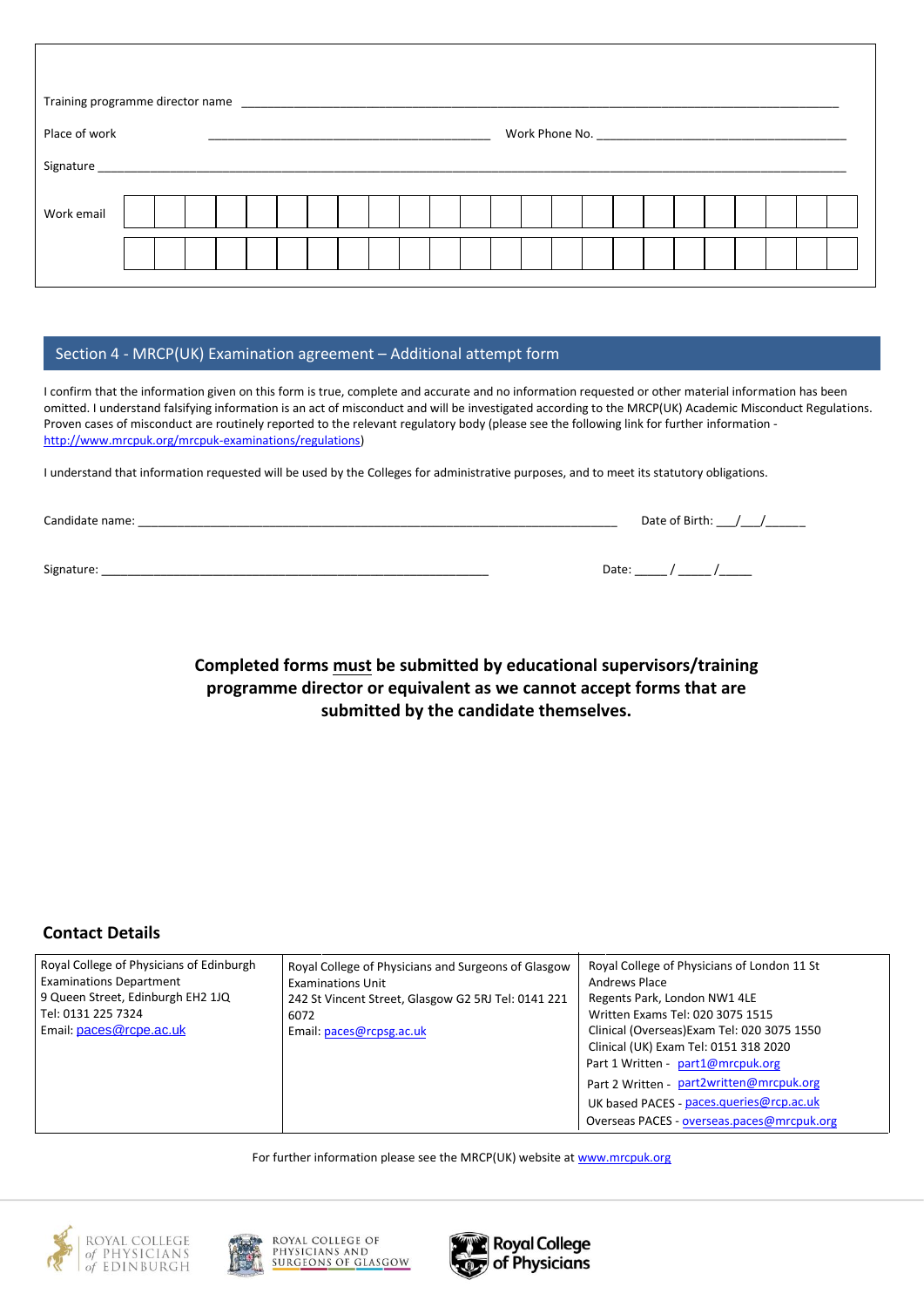Training programme director name ____________________________________________

Place of work ______________________________ Work Phone No. ______________________________

Signature ____________________________________________

Work email

| | | | | | | | | | | | | | | | | | | | | | | | |
|---|---|---|---|---|---|---|---|---|---|---|---|---|---|---|---|---|---|---|---|---|---|---|---|
| | | | | | | | | | | | | | | | | | | | | | | | |
| | | | | | | | | | | | | | | | | | | | | | | | |

## Section 4 - MRCP(UK) Examination agreement – Additional attempt form

I confirm that the information given on this form is true, complete and accurate and no information requested or other material information has been omitted. I understand falsifying information is an act of misconduct and will be investigated according to the MRCP(UK) Academic Misconduct Regulations. Proven cases of misconduct are routinely reported to the relevant regulatory body (please see the following link for further information - http://www.mrcpuk.org/mrcpuk-examinations/regulations)

I understand that information requested will be used by the Colleges for administrative purposes, and to meet its statutory obligations.

Candidate name: ____________________________________________ Date of Birth: ___/___/______

Signature: ____________________________________________ Date: _____ / _____ /_____

**Completed forms <u>must</u> be submitted by educational supervisors/training programme director or equivalent as we cannot accept forms that are submitted by the candidate themselves.**

### Contact Details

| | | |
|---|---|---|
| Royal College of Physicians of Edinburgh<br>Examinations Department<br>9 Queen Street, Edinburgh EH2 1JQ<br>Tel: 0131 225 7324<br>Email: paces@rcpe.ac.uk | Royal College of Physicians and Surgeons of Glasgow<br>Examinations Unit<br>242 St Vincent Street, Glasgow G2 5RJ Tel: 0141 221 6072<br>Email: paces@rcpsg.ac.uk | Royal College of Physicians of London 11 St Andrews Place<br>Regents Park, London NW1 4LE<br>Written Exams Tel: 020 3075 1515<br>Clinical (Overseas)Exam Tel: 020 3075 1550<br>Clinical (UK) Exam Tel: 0151 318 2020<br>Part 1 Written - part1@mrcpuk.org<br>Part 2 Written - part2written@mrcpuk.org<br>UK based PACES - paces.queries@rcp.ac.uk<br>Overseas PACES - overseas.paces@mrcpuk.org |

For further information please see the MRCP(UK) website at www.mrcpuk.org

ROYAL COLLEGE of PHYSICIANS of EDINBURGH    ROYAL COLLEGE OF PHYSICIANS AND SURGEONS OF GLASGOW    Royal College of Physicians